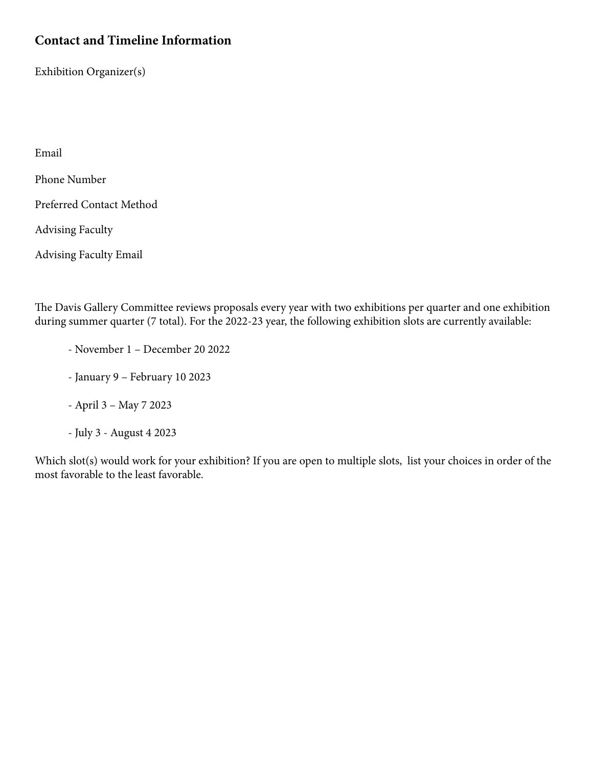## Contact and Timeline Information

Exhibition Organizer(s)

Email

Phone Number

Preferred Contact Method

Advising Faculty

Advising Faculty Email

The Davis Gallery Committee reviews proposals every year with two exhibitions per quarter and one exhibition during summer quarter (7 total). For the 2022-23 year, the following exhibition slots are currently available:

- November 1 – December 20 2022
- January 9 – February 10 2023
- April 3 – May 7 2023
- July 3 - August 4 2023

Which slot(s) would work for your exhibition? If you are open to multiple slots, list your choices in order of the most favorable to the least favorable.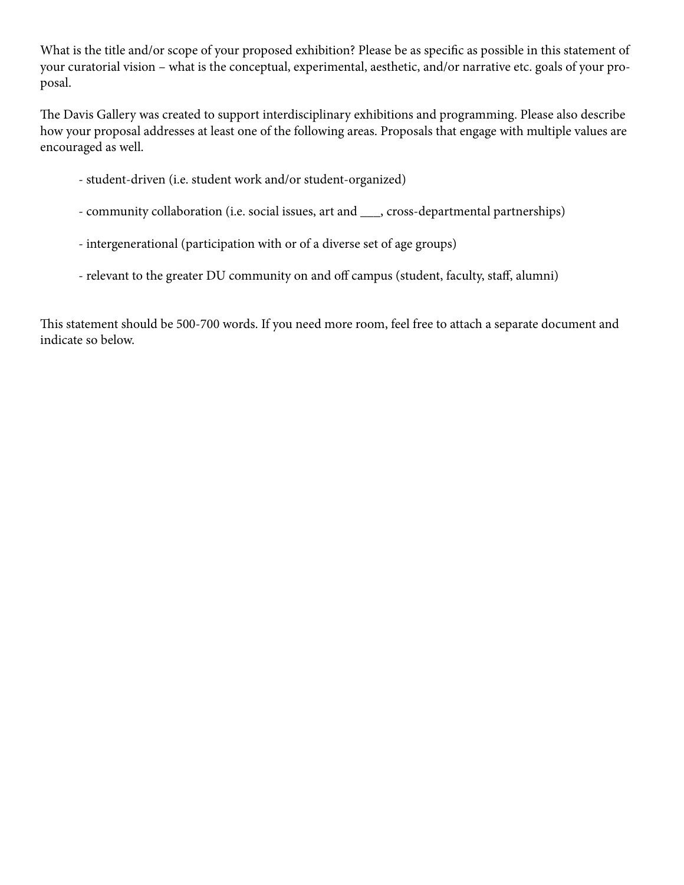What is the title and/or scope of your proposed exhibition? Please be as specific as possible in this statement of your curatorial vision – what is the conceptual, experimental, aesthetic, and/or narrative etc. goals of your proposal.

The Davis Gallery was created to support interdisciplinary exhibitions and programming. Please also describe how your proposal addresses at least one of the following areas. Proposals that engage with multiple values are encouraged as well.

- student-driven (i.e. student work and/or student-organized)

- community collaboration (i.e. social issues, art and ___, cross-departmental partnerships)

- intergenerational (participation with or of a diverse set of age groups)

- relevant to the greater DU community on and off campus (student, faculty, staff, alumni)

This statement should be 500-700 words. If you need more room, feel free to attach a separate document and indicate so below.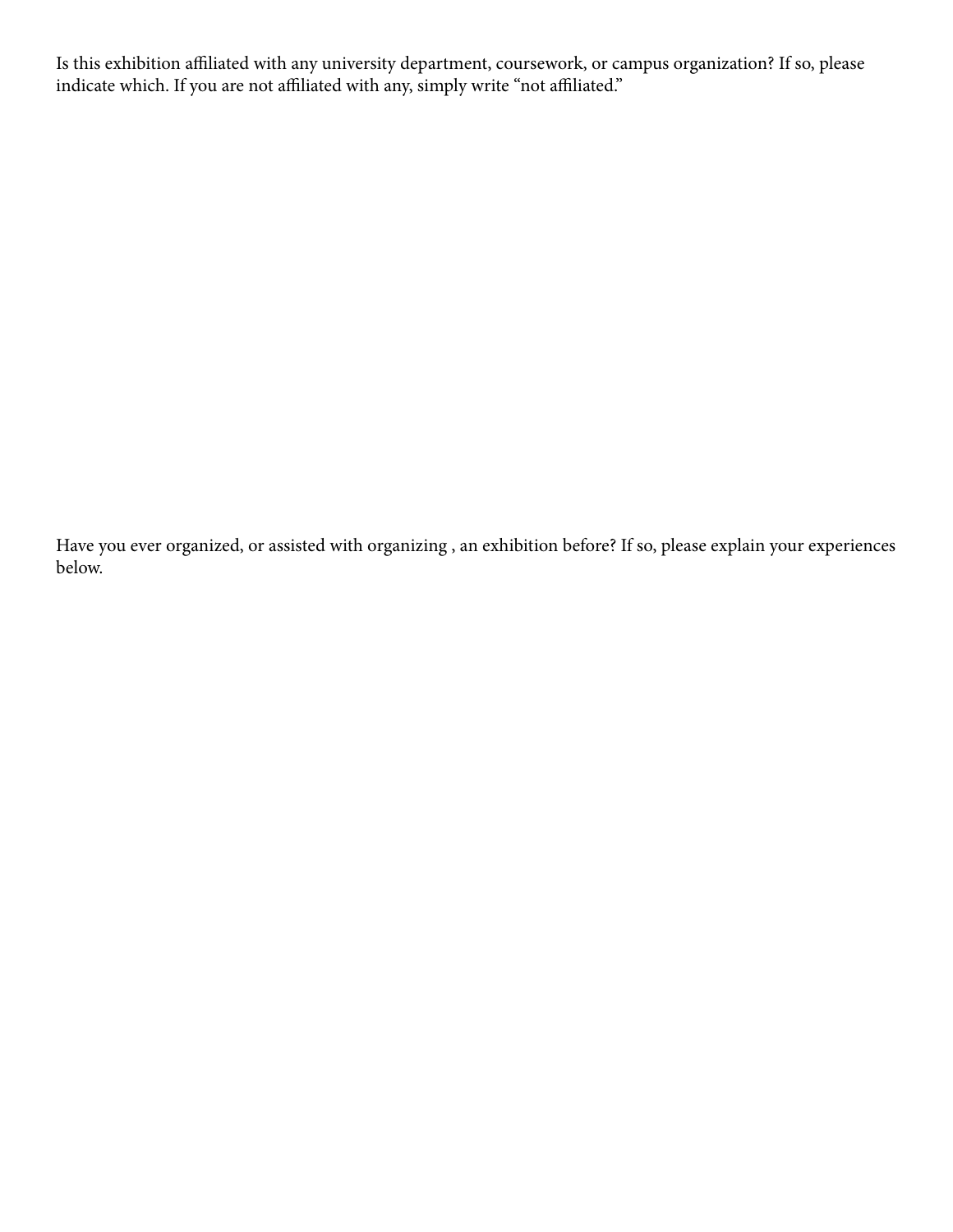Is this exhibition affiliated with any university department, coursework, or campus organization? If so, please indicate which. If you are not affiliated with any, simply write “not affiliated.”

Have you ever organized, or assisted with organizing , an exhibition before? If so, please explain your experiences below.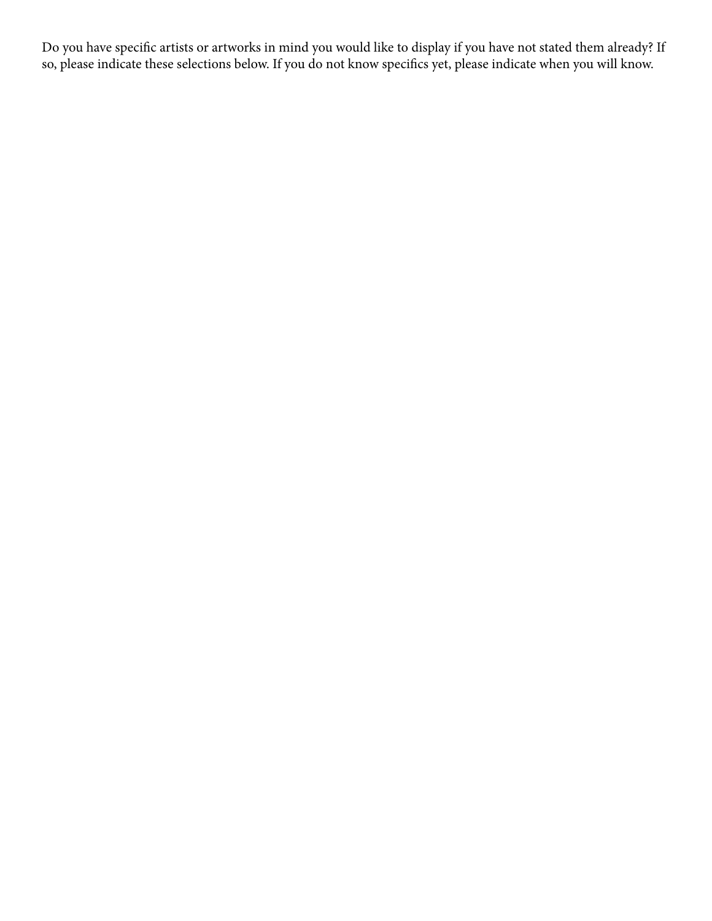Do you have specific artists or artworks in mind you would like to display if you have not stated them already? If so, please indicate these selections below. If you do not know specifics yet, please indicate when you will know.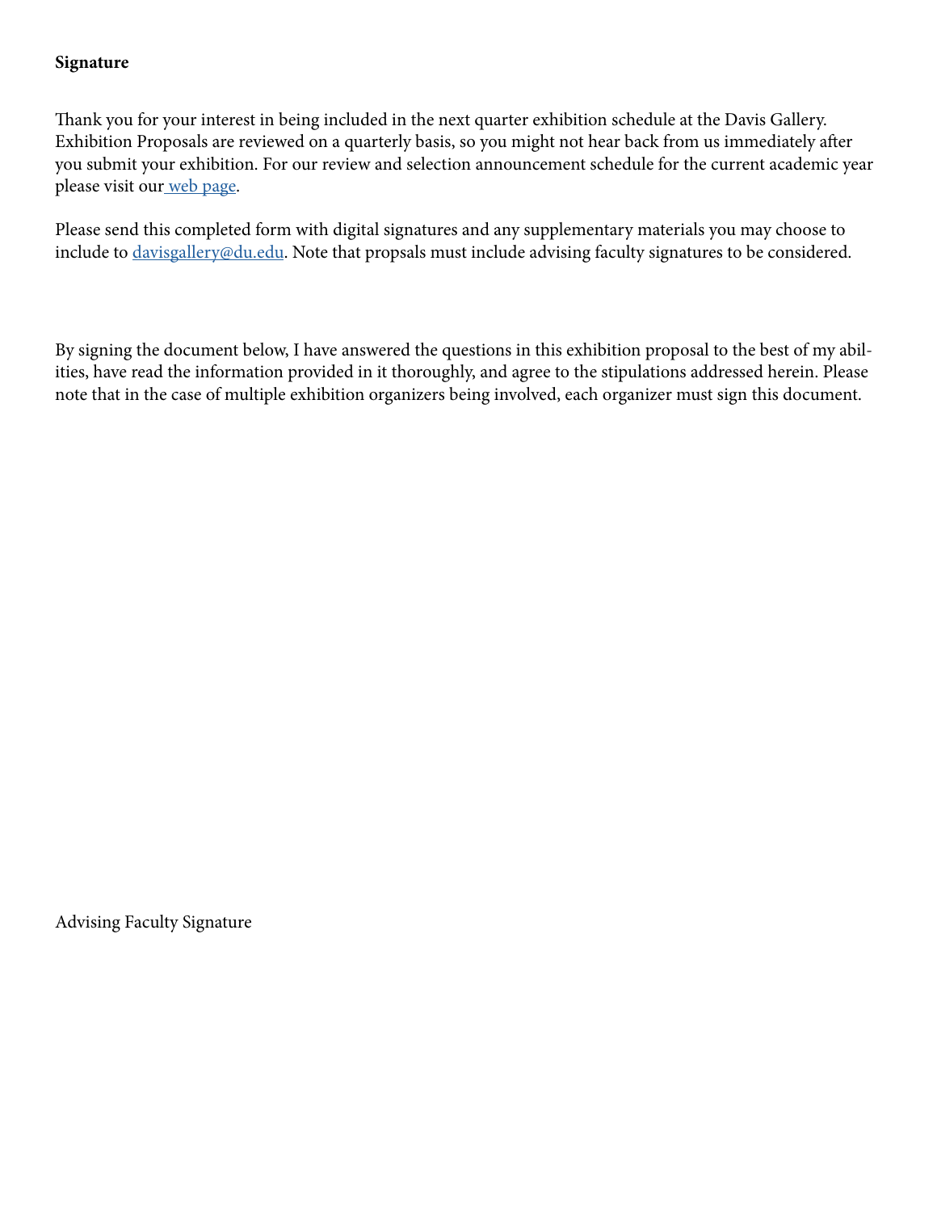**Signature**

Thank you for your interest in being included in the next quarter exhibition schedule at the Davis Gallery. Exhibition Proposals are reviewed on a quarterly basis, so you might not hear back from us immediately after you submit your exhibition. For our review and selection announcement schedule for the current academic year please visit our web page.

Please send this completed form with digital signatures and any supplementary materials you may choose to include to davisgallery@du.edu. Note that propsals must include advising faculty signatures to be considered.

By signing the document below, I have answered the questions in this exhibition proposal to the best of my abilities, have read the information provided in it thoroughly, and agree to the stipulations addressed herein. Please note that in the case of multiple exhibition organizers being involved, each organizer must sign this document.

Advising Faculty Signature